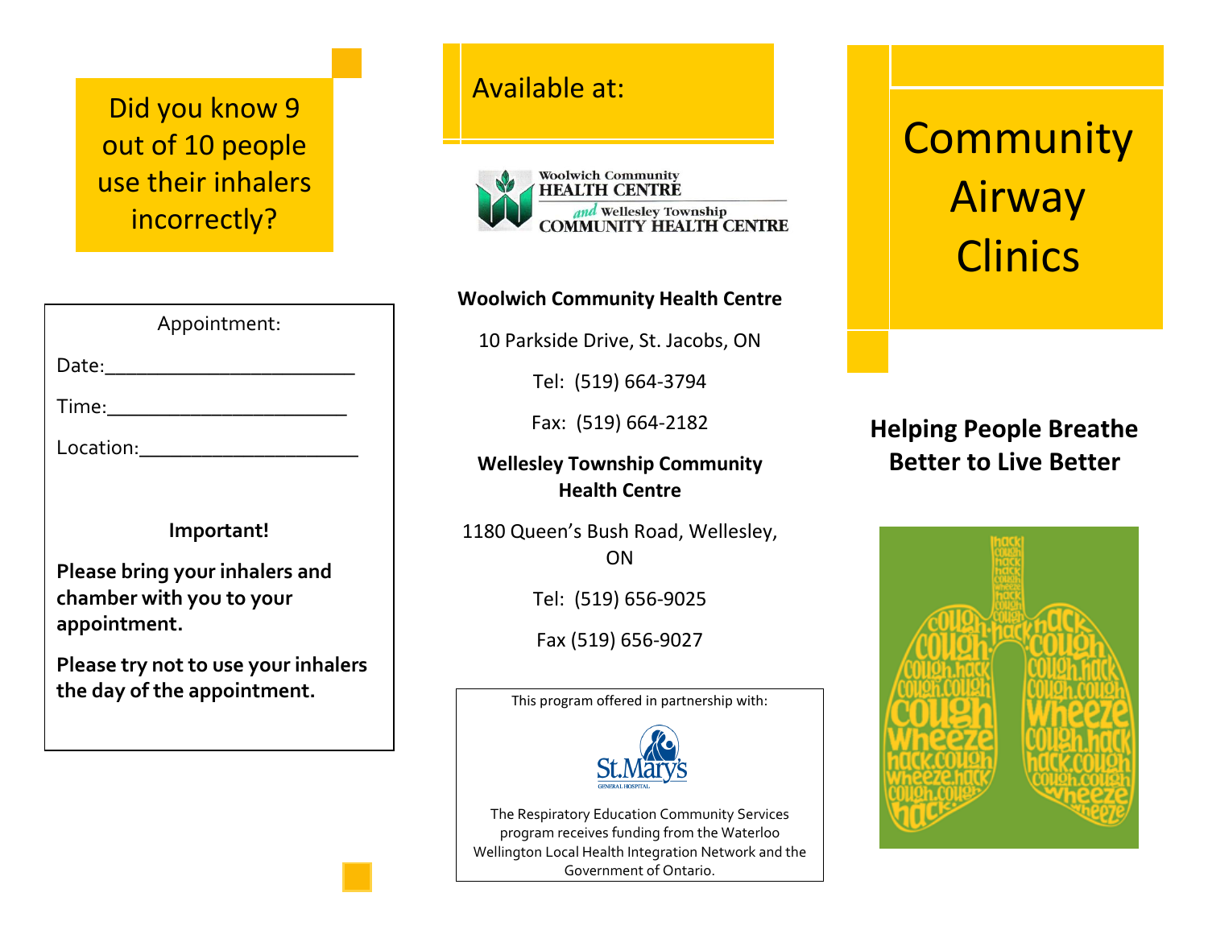Did you know 9 out of 10 people use their inhalers incorrectly?

Appointment:

Date:_______________________

Time:______________________

Location:____________________

**Important!**

**Please bring your inhalers and chamber with you to your appointment.**

**Please try not to use your inhalers the day of the appointment.**

Available at:

Woolwich Community HEALTH CENTRE and Wellesley Township COMMUNITY HEALTH CENTRE

**Woolwich Community Health Centre**

10 Parkside Drive, St. Jacobs, ON

Tel: (519) 664-3794

Fax: (519) 664-2182

**Wellesley Township Community Health Centre**

1180 Queen's Bush Road, Wellesley, ON

Tel: (519) 656-9025

Fax (519) 656-9027

This program offered in partnership with:

St.Mary's GENERAL HOSPITAL

The Respiratory Education Community Services program receives funding from the Waterloo Wellington Local Health Integration Network and the Government of Ontario.

# Community Airway Clinics

**Helping People Breathe Better to Live Better**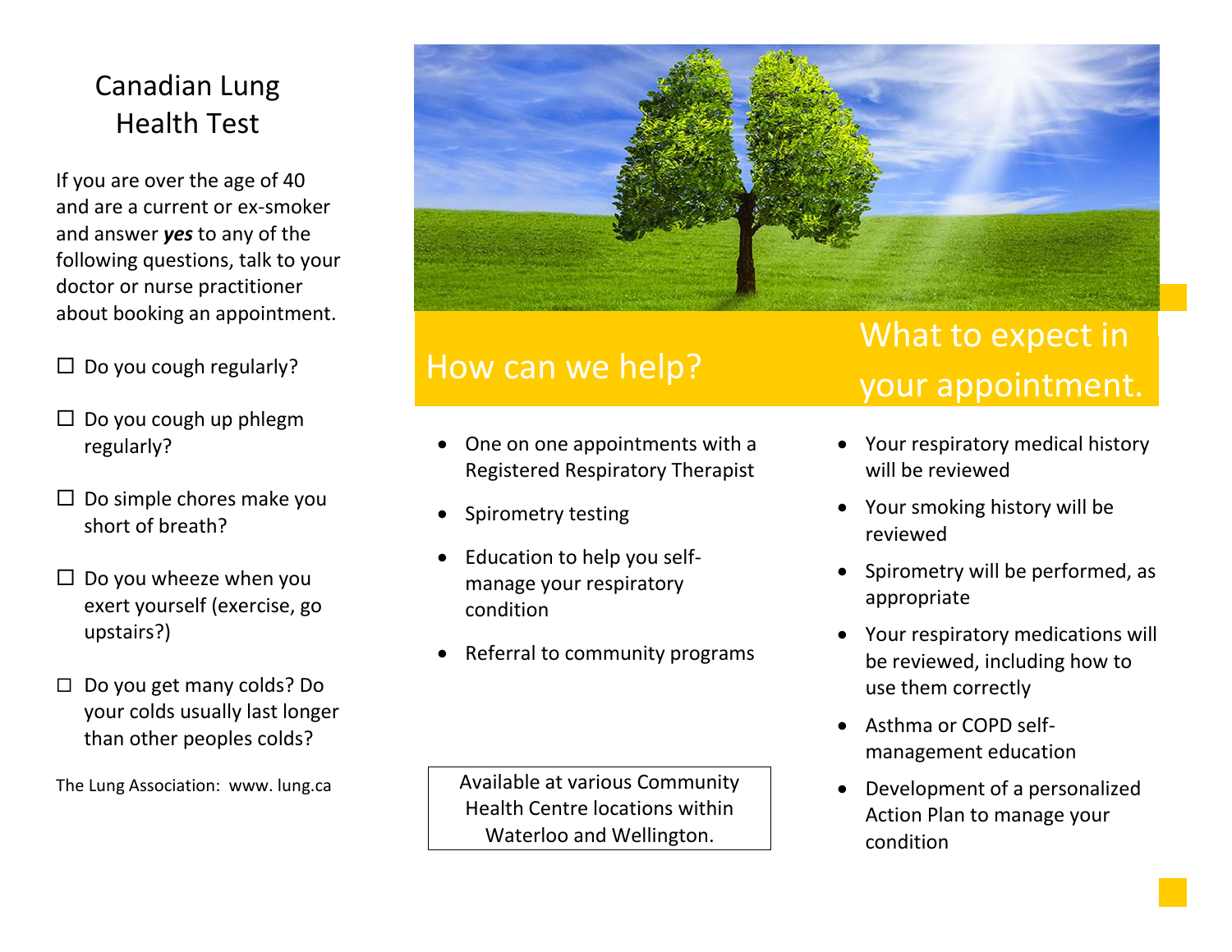# Canadian Lung Health Test

If you are over the age of 40 and are a current or ex-smoker and answer ***yes*** to any of the following questions, talk to your doctor or nurse practitioner about booking an appointment.

- ☐ Do you cough regularly?
- ☐ Do you cough up phlegm regularly?
- ☐ Do simple chores make you short of breath?
- ☐ Do you wheeze when you exert yourself (exercise, go upstairs?)
- ☐ Do you get many colds? Do your colds usually last longer than other peoples colds?

The Lung Association: www. lung.ca

## How can we help?

- One on one appointments with a Registered Respiratory Therapist
- Spirometry testing
- Education to help you self-manage your respiratory condition
- Referral to community programs

Available at various Community Health Centre locations within Waterloo and Wellington.

## What to expect in your appointment.

- Your respiratory medical history will be reviewed
- Your smoking history will be reviewed
- Spirometry will be performed, as appropriate
- Your respiratory medications will be reviewed, including how to use them correctly
- Asthma or COPD self-management education
- Development of a personalized Action Plan to manage your condition